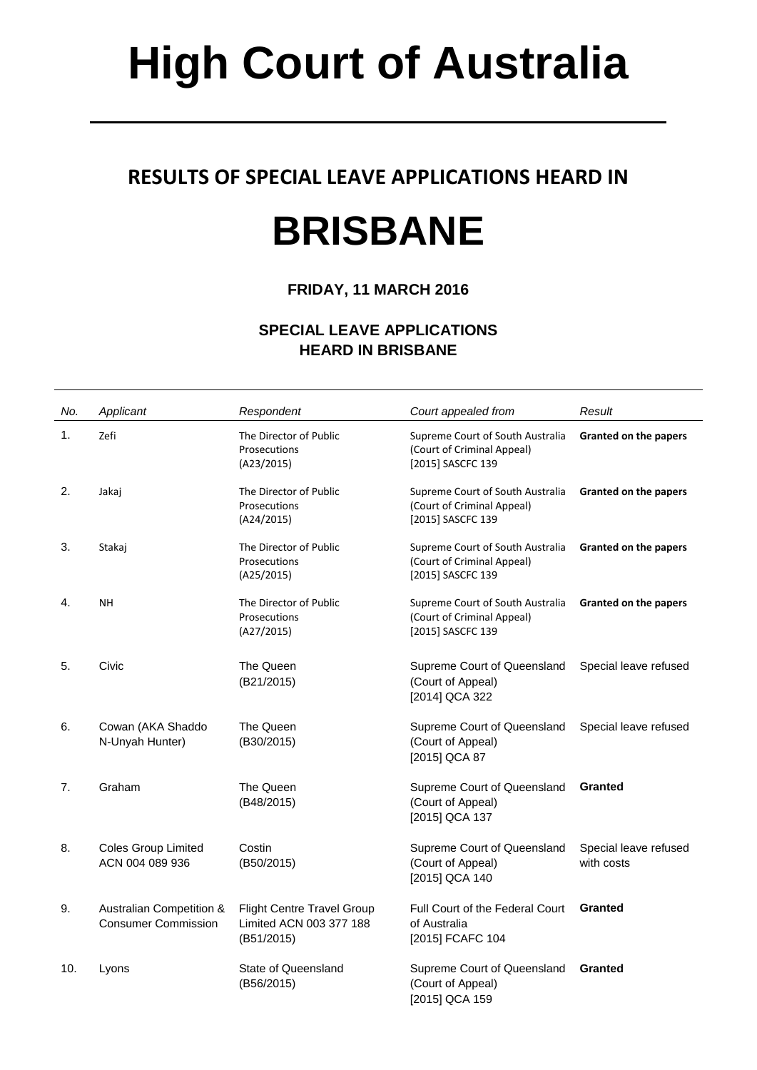# High Court of Australia

## RESULTS OF SPECIAL LEAVE APPLICATIONS HEARD IN

# BRISBANE

**FRIDAY, 11 MARCH 2016**

**SPECIAL LEAVE APPLICATIONS HEARD IN BRISBANE**

| No. | Applicant | Respondent | Court appealed from | Result |
|---|---|---|---|---|
| 1. | Zefi | The Director of Public Prosecutions (A23/2015) | Supreme Court of South Australia (Court of Criminal Appeal) [2015] SASCFC 139 | **Granted on the papers** |
| 2. | Jakaj | The Director of Public Prosecutions (A24/2015) | Supreme Court of South Australia (Court of Criminal Appeal) [2015] SASCFC 139 | **Granted on the papers** |
| 3. | Stakaj | The Director of Public Prosecutions (A25/2015) | Supreme Court of South Australia (Court of Criminal Appeal) [2015] SASCFC 139 | **Granted on the papers** |
| 4. | NH | The Director of Public Prosecutions (A27/2015) | Supreme Court of South Australia (Court of Criminal Appeal) [2015] SASCFC 139 | **Granted on the papers** |
| 5. | Civic | The Queen (B21/2015) | Supreme Court of Queensland (Court of Appeal) [2014] QCA 322 | Special leave refused |
| 6. | Cowan (AKA Shaddo N-Unyah Hunter) | The Queen (B30/2015) | Supreme Court of Queensland (Court of Appeal) [2015] QCA 87 | Special leave refused |
| 7. | Graham | The Queen (B48/2015) | Supreme Court of Queensland (Court of Appeal) [2015] QCA 137 | **Granted** |
| 8. | Coles Group Limited ACN 004 089 936 | Costin (B50/2015) | Supreme Court of Queensland (Court of Appeal) [2015] QCA 140 | Special leave refused with costs |
| 9. | Australian Competition & Consumer Commission | Flight Centre Travel Group Limited ACN 003 377 188 (B51/2015) | Full Court of the Federal Court of Australia [2015] FCAFC 104 | **Granted** |
| 10. | Lyons | State of Queensland (B56/2015) | Supreme Court of Queensland (Court of Appeal) [2015] QCA 159 | **Granted** |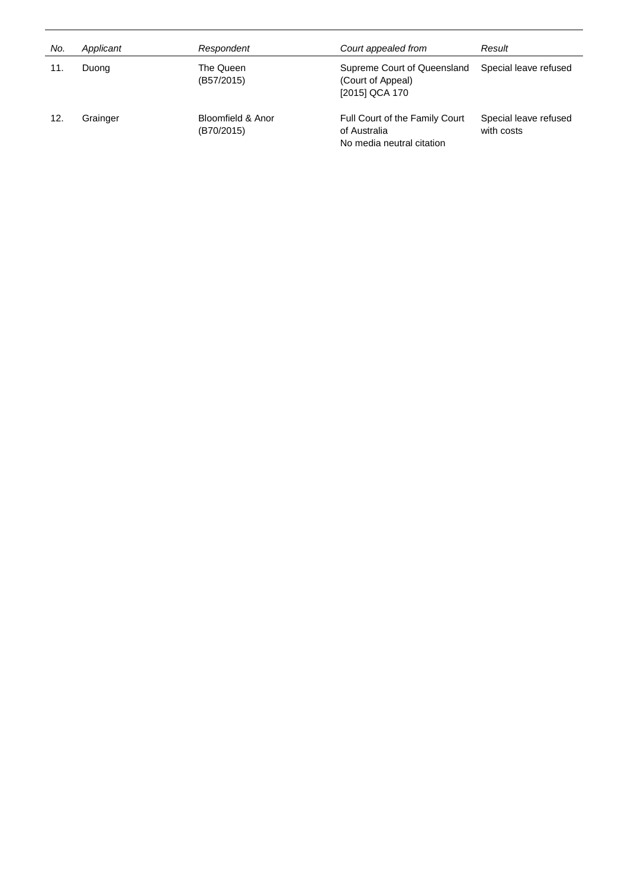| *No.* | *Applicant* | *Respondent* | *Court appealed from* | *Result* |
|---|---|---|---|---|
| 11. | Duong | The Queen (B57/2015) | Supreme Court of Queensland (Court of Appeal) [2015] QCA 170 | Special leave refused |
| 12. | Grainger | Bloomfield & Anor (B70/2015) | Full Court of the Family Court of Australia No media neutral citation | Special leave refused with costs |